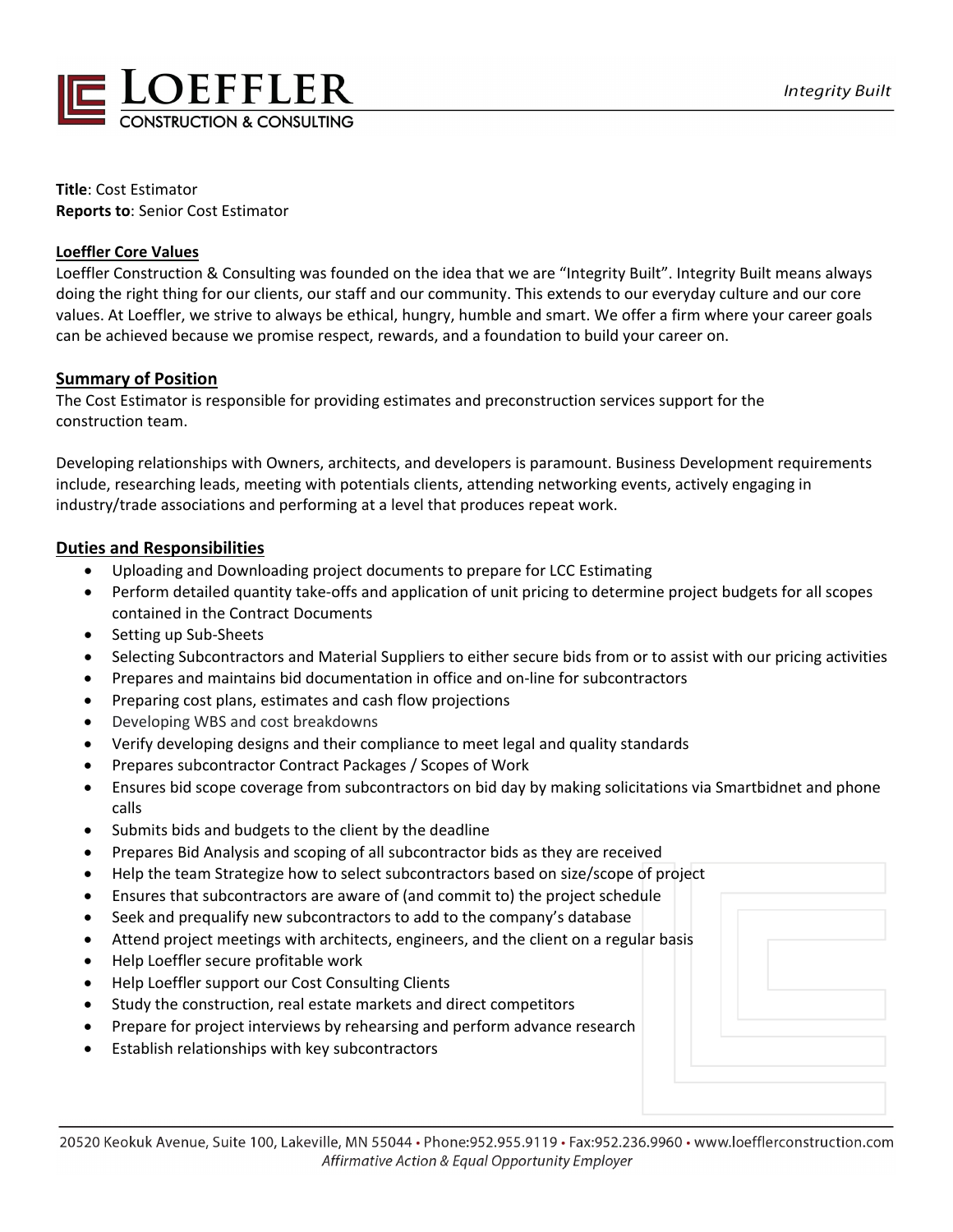**Title**: Cost Estimator
**Reports to**: Senior Cost Estimator

## Loeffler Core Values

Loeffler Construction & Consulting was founded on the idea that we are "Integrity Built". Integrity Built means always doing the right thing for our clients, our staff and our community. This extends to our everyday culture and our core values. At Loeffler, we strive to always be ethical, hungry, humble and smart. We offer a firm where your career goals can be achieved because we promise respect, rewards, and a foundation to build your career on.

## Summary of Position

The Cost Estimator is responsible for providing estimates and preconstruction services support for the construction team.

Developing relationships with Owners, architects, and developers is paramount. Business Development requirements include, researching leads, meeting with potentials clients, attending networking events, actively engaging in industry/trade associations and performing at a level that produces repeat work.

## Duties and Responsibilities

- Uploading and Downloading project documents to prepare for LCC Estimating
- Perform detailed quantity take-offs and application of unit pricing to determine project budgets for all scopes contained in the Contract Documents
- Setting up Sub-Sheets
- Selecting Subcontractors and Material Suppliers to either secure bids from or to assist with our pricing activities
- Prepares and maintains bid documentation in office and on-line for subcontractors
- Preparing cost plans, estimates and cash flow projections
- Developing WBS and cost breakdowns
- Verify developing designs and their compliance to meet legal and quality standards
- Prepares subcontractor Contract Packages / Scopes of Work
- Ensures bid scope coverage from subcontractors on bid day by making solicitations via Smartbidnet and phone calls
- Submits bids and budgets to the client by the deadline
- Prepares Bid Analysis and scoping of all subcontractor bids as they are received
- Help the team Strategize how to select subcontractors based on size/scope of project
- Ensures that subcontractors are aware of (and commit to) the project schedule
- Seek and prequalify new subcontractors to add to the company's database
- Attend project meetings with architects, engineers, and the client on a regular basis
- Help Loeffler secure profitable work
- Help Loeffler support our Cost Consulting Clients
- Study the construction, real estate markets and direct competitors
- Prepare for project interviews by rehearsing and perform advance research
- Establish relationships with key subcontractors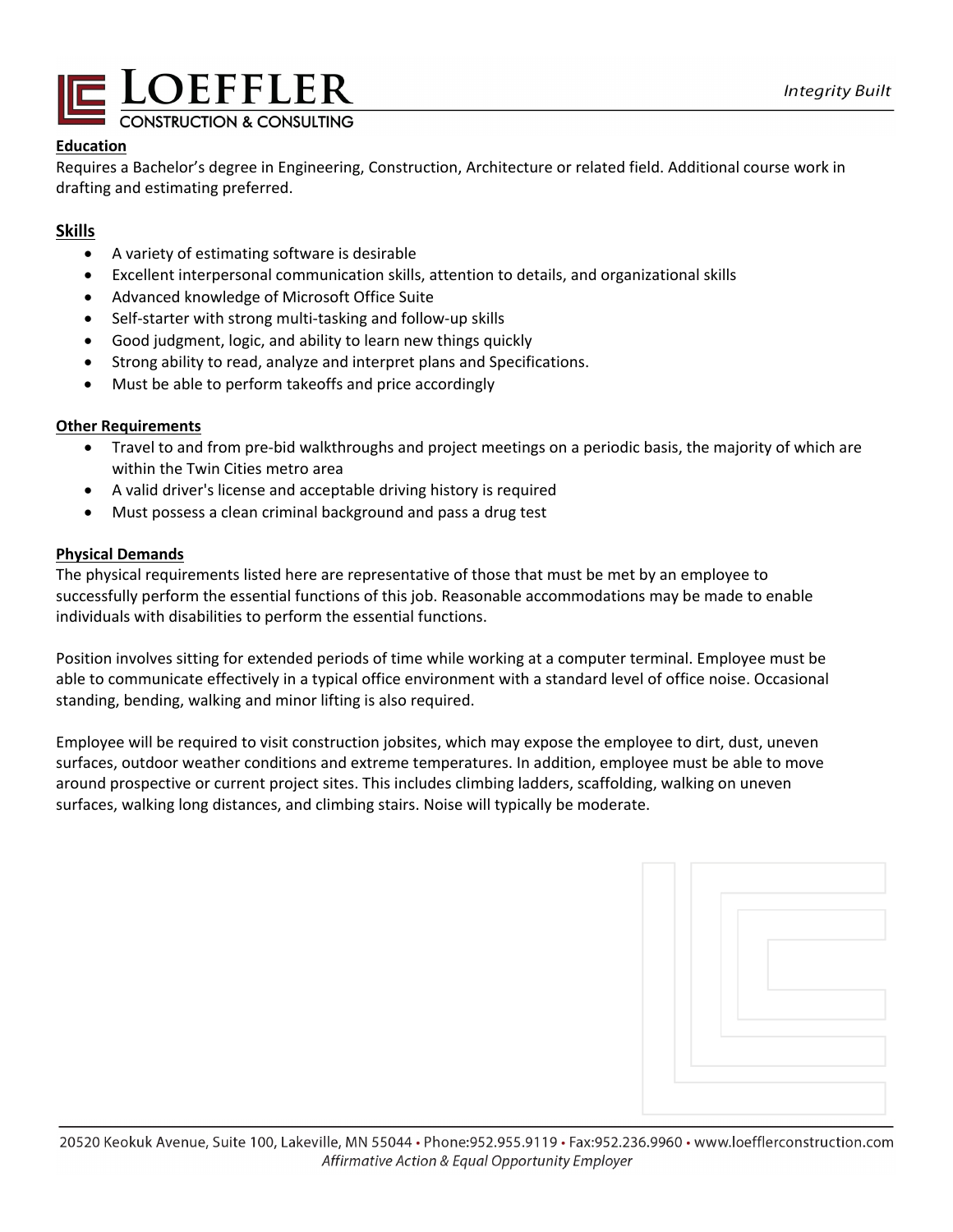**Education**

Requires a Bachelor's degree in Engineering, Construction, Architecture or related field. Additional course work in drafting and estimating preferred.

**Skills**

- A variety of estimating software is desirable
- Excellent interpersonal communication skills, attention to details, and organizational skills
- Advanced knowledge of Microsoft Office Suite
- Self-starter with strong multi-tasking and follow-up skills
- Good judgment, logic, and ability to learn new things quickly
- Strong ability to read, analyze and interpret plans and Specifications.
- Must be able to perform takeoffs and price accordingly

**Other Requirements**

- Travel to and from pre-bid walkthroughs and project meetings on a periodic basis, the majority of which are within the Twin Cities metro area
- A valid driver's license and acceptable driving history is required
- Must possess a clean criminal background and pass a drug test

**Physical Demands**

The physical requirements listed here are representative of those that must be met by an employee to successfully perform the essential functions of this job. Reasonable accommodations may be made to enable individuals with disabilities to perform the essential functions.

Position involves sitting for extended periods of time while working at a computer terminal. Employee must be able to communicate effectively in a typical office environment with a standard level of office noise. Occasional standing, bending, walking and minor lifting is also required.

Employee will be required to visit construction jobsites, which may expose the employee to dirt, dust, uneven surfaces, outdoor weather conditions and extreme temperatures. In addition, employee must be able to move around prospective or current project sites. This includes climbing ladders, scaffolding, walking on uneven surfaces, walking long distances, and climbing stairs. Noise will typically be moderate.